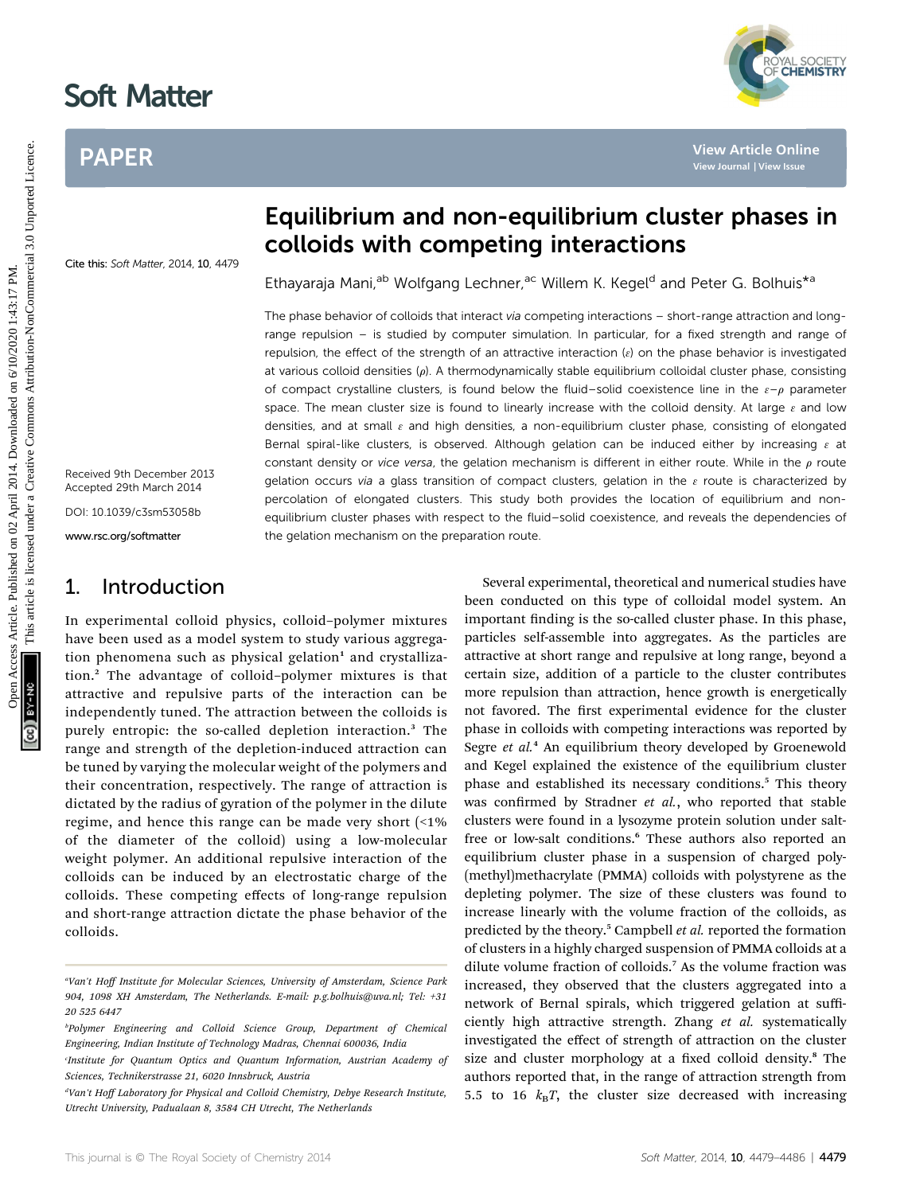# Equilibrium and non-equilibrium cluster phases in colloids with competing interactions

Ethayaraja Mani,[ab] Wolfgang Lechner,[ac] Willem K. Kegel[d] and Peter G. Bolhuis*[a]

Cite this: *Soft Matter*, 2014, 10, 4479

Received 9th December 2013
Accepted 29th March 2014

DOI: 10.1039/c3sm53058b

www.rsc.org/softmatter

The phase behavior of colloids that interact *via* competing interactions – short-range attraction and long-range repulsion – is studied by computer simulation. In particular, for a fixed strength and range of repulsion, the effect of the strength of an attractive interaction ($\varepsilon$) on the phase behavior is investigated at various colloid densities ($\rho$). A thermodynamically stable equilibrium colloidal cluster phase, consisting of compact crystalline clusters, is found below the fluid–solid coexistence line in the $\varepsilon$–$\rho$ parameter space. The mean cluster size is found to linearly increase with the colloid density. At large $\varepsilon$ and low densities, and at small $\varepsilon$ and high densities, a non-equilibrium cluster phase, consisting of elongated Bernal spiral-like clusters, is observed. Although gelation can be induced either by increasing $\varepsilon$ at constant density or *vice versa*, the gelation mechanism is different in either route. While in the $\rho$ route gelation occurs *via* a glass transition of compact clusters, gelation in the $\varepsilon$ route is characterized by percolation of elongated clusters. This study both provides the location of equilibrium and non-equilibrium cluster phases with respect to the fluid–solid coexistence, and reveals the dependencies of the gelation mechanism on the preparation route.

## 1. Introduction

In experimental colloid physics, colloid–polymer mixtures have been used as a model system to study various aggregation phenomena such as physical gelation[1] and crystallization.[2] The advantage of colloid–polymer mixtures is that attractive and repulsive parts of the interaction can be independently tuned. The attraction between the colloids is purely entropic: the so-called depletion interaction.[3] The range and strength of the depletion-induced attraction can be tuned by varying the molecular weight of the polymers and their concentration, respectively. The range of attraction is dictated by the radius of gyration of the polymer in the dilute regime, and hence this range can be made very short (<1% of the diameter of the colloid) using a low-molecular weight polymer. An additional repulsive interaction of the colloids can be induced by an electrostatic charge of the colloids. These competing effects of long-range repulsion and short-range attraction dictate the phase behavior of the colloids.

Several experimental, theoretical and numerical studies have been conducted on this type of colloidal model system. An important finding is the so-called cluster phase. In this phase, particles self-assemble into aggregates. As the particles are attractive at short range and repulsive at long range, beyond a certain size, addition of a particle to the cluster contributes more repulsion than attraction, hence growth is energetically not favored. The first experimental evidence for the cluster phase in colloids with competing interactions was reported by Segre *et al.*[4] An equilibrium theory developed by Groenewold and Kegel explained the existence of the equilibrium cluster phase and established its necessary conditions.[5] This theory was confirmed by Stradner *et al.*, who reported that stable clusters were found in a lysozyme protein solution under salt-free or low-salt conditions.[6] These authors also reported an equilibrium cluster phase in a suspension of charged poly(methyl)methacrylate (PMMA) colloids with polystyrene as the depleting polymer. The size of these clusters was found to increase linearly with the volume fraction of the colloids, as predicted by the theory.[5] Campbell *et al.* reported the formation of clusters in a highly charged suspension of PMMA colloids at a dilute volume fraction of colloids.[7] As the volume fraction was increased, they observed that the clusters aggregated into a network of Bernal spirals, which triggered gelation at sufficiently high attractive strength. Zhang *et al.* systematically investigated the effect of strength of attraction on the cluster size and cluster morphology at a fixed colloid density.[8] The authors reported that, in the range of attraction strength from 5.5 to 16 $k_BT$, the cluster size decreased with increasing

---

[a] Van't Hoff Institute for Molecular Sciences, University of Amsterdam, Science Park 904, 1098 XH Amsterdam, The Netherlands. E-mail: p.g.bolhuis@uva.nl; Tel: +31 20 525 6447

[b] Polymer Engineering and Colloid Science Group, Department of Chemical Engineering, Indian Institute of Technology Madras, Chennai 600036, India

[c] Institute for Quantum Optics and Quantum Information, Austrian Academy of Sciences, Technikerstrasse 21, 6020 Innsbruck, Austria

[d] Van't Hoff Laboratory for Physical and Colloid Chemistry, Debye Research Institute, Utrecht University, Padualaan 8, 3584 CH Utrecht, The Netherlands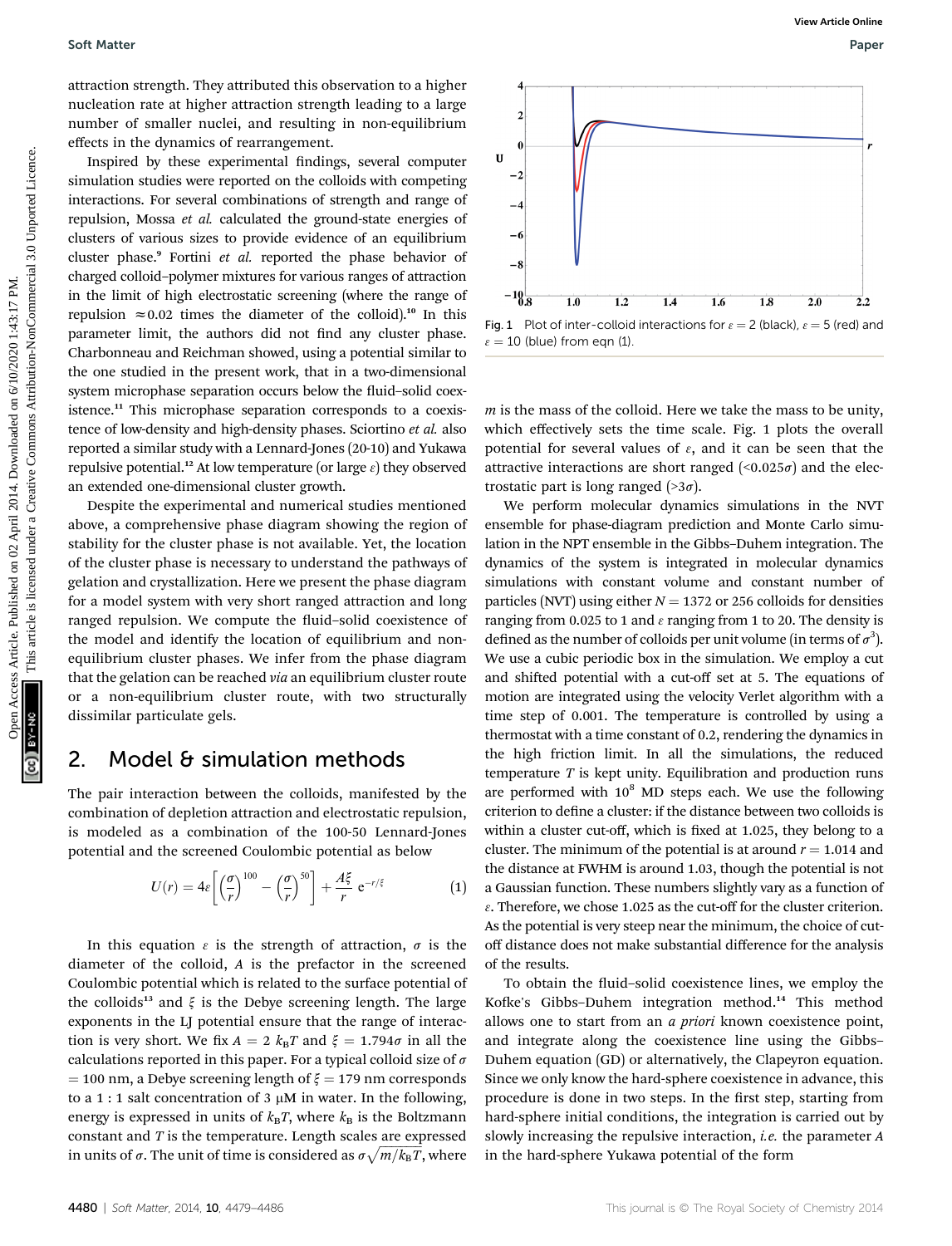attraction strength. They attributed this observation to a higher nucleation rate at higher attraction strength leading to a large number of smaller nuclei, and resulting in non-equilibrium effects in the dynamics of rearrangement.

Inspired by these experimental findings, several computer simulation studies were reported on the colloids with competing interactions. For several combinations of strength and range of repulsion, Mossa *et al.* calculated the ground-state energies of clusters of various sizes to provide evidence of an equilibrium cluster phase.[9] Fortini *et al.* reported the phase behavior of charged colloid–polymer mixtures for various ranges of attraction in the limit of high electrostatic screening (where the range of repulsion $\approx 0.02$ times the diameter of the colloid).[10] In this parameter limit, the authors did not find any cluster phase. Charbonneau and Reichman showed, using a potential similar to the one studied in the present work, that in a two-dimensional system microphase separation occurs below the fluid–solid coexistence.[11] This microphase separation corresponds to a coexistence of low-density and high-density phases. Sciortino *et al.* also reported a similar study with Lennard-Jones (20-10) and Yukawa repulsive potential.[12] At low temperature (or large $\varepsilon$) they observed an extended one-dimensional cluster growth.

Despite the experimental and numerical studies mentioned above, a comprehensive phase diagram showing the region of stability for the cluster phase is not available. Yet, the location of the cluster phase is necessary to understand the pathways of gelation and crystallization. Here we present the phase diagram for a model system with very short ranged attraction and long ranged repulsion. We compute the fluid–solid coexistence of the model and identify the location of equilibrium and non-equilibrium cluster phases. We infer from the phase diagram that the gelation can be reached *via* an equilibrium cluster route or a non-equilibrium cluster route, with two structurally dissimilar particulate gels.

## 2. Model & simulation methods

The pair interaction between the colloids, manifested by the combination of depletion attraction and electrostatic repulsion, is modeled as a combination of the 100-50 Lennard-Jones potential and the screened Coulombic potential as below

$$U(r) = 4\varepsilon\left[\left(\frac{\sigma}{r}\right)^{100} - \left(\frac{\sigma}{r}\right)^{50}\right] + \frac{A\xi}{r}\,\mathrm{e}^{-r/\xi} \tag{1}$$

In this equation $\varepsilon$ is the strength of attraction, $\sigma$ is the diameter of the colloid, $A$ is the prefactor in the screened Coulombic potential which is related to the surface potential of the colloids[13] and $\xi$ is the Debye screening length. The large exponents in the LJ potential ensure that the range of interaction is very short. We fix $A = 2\ k_BT$ and $\xi = 1.794\sigma$ in all the calculations reported in this paper. For a typical colloid size of $\sigma = 100$ nm, a Debye screening length of $\xi = 179$ nm corresponds to a 1 : 1 salt concentration of 3 μM in water. In the following, energy is expressed in units of $k_BT$, where $k_B$ is the Boltzmann constant and $T$ is the temperature. Length scales are expressed in units of $\sigma$. The unit of time is considered as $\sigma\sqrt{m/k_BT}$, where $m$ is the mass of the colloid. Here we take the mass to be unity, which effectively sets the time scale. Fig. 1 plots the overall potential for several values of $\varepsilon$, and it can be seen that the attractive interactions are short ranged ($<0.025\sigma$) and the electrostatic part is long ranged ($>3\sigma$).

Fig. 1 Plot of inter-colloid interactions for $\varepsilon = 2$ (black), $\varepsilon = 5$ (red) and $\varepsilon = 10$ (blue) from eqn (1).

We perform molecular dynamics simulations in the NVT ensemble for phase-diagram prediction and Monte Carlo simulation in the NPT ensemble in the Gibbs–Duhem integration. The dynamics of the system is integrated in molecular dynamics simulations with constant volume and constant number of particles (NVT) using either $N = 1372$ or 256 colloids for densities ranging from 0.025 to 1 and $\varepsilon$ ranging from 1 to 20. The density is defined as the number of colloids per unit volume (in terms of $\sigma^3$). We use a cubic periodic box in the simulation. We employ a cut and shifted potential with a cut-off set at 5. The equations of motion are integrated using the velocity Verlet algorithm with a time step of 0.001. The temperature is controlled by using a thermostat with a time constant of 0.2, rendering the dynamics in the high friction limit. In all the simulations, the reduced temperature $T$ is kept unity. Equilibration and production runs are performed with $10^8$ MD steps each. We use the following criterion to define a cluster: if the distance between two colloids is within a cluster cut-off, which is fixed at 1.025, they belong to a cluster. The minimum of the potential is at around $r = 1.014$ and the distance at FWHM is around 1.03, though the potential is not a Gaussian function. These numbers slightly vary as a function of $\varepsilon$. Therefore, we chose 1.025 as the cut-off for the cluster criterion. As the potential is very steep near the minimum, the choice of cut-off distance does not make substantial difference for the analysis of the results.

To obtain the fluid–solid coexistence lines, we employ the Kofke's Gibbs–Duhem integration method.[14] This method allows one to start from an *a priori* known coexistence point, and integrate along the coexistence line using the Gibbs–Duhem equation (GD) or alternatively, the Clapeyron equation. Since we only know the hard-sphere coexistence in advance, this procedure is done in two steps. In the first step, starting from hard-sphere initial conditions, the integration is carried out by slowly increasing the repulsive interaction, *i.e.* the parameter $A$ in the hard-sphere Yukawa potential of the form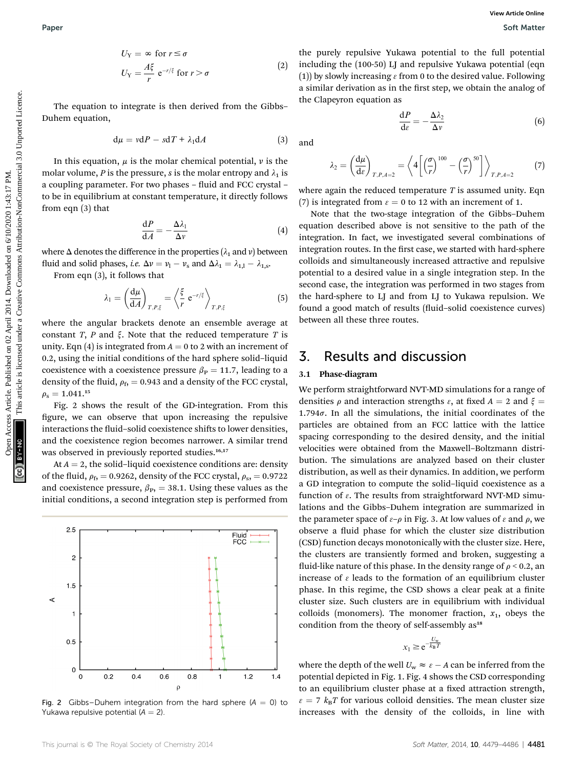$$U_Y = \infty \text{ for } r \leq \sigma$$
$$U_Y = \frac{A\xi}{r}\,\mathrm{e}^{-r/\xi} \text{ for } r > \sigma \tag{2}$$

The equation to integrate is then derived from the Gibbs–Duhem equation,

$$\mathrm{d}\mu = v\mathrm{d}P - s\mathrm{d}T + \lambda_1 \mathrm{d}A \tag{3}$$

In this equation, $\mu$ is the molar chemical potential, $v$ is the molar volume, $P$ is the pressure, $s$ is the molar entropy and $\lambda_1$ is a coupling parameter. For two phases – fluid and FCC crystal – to be in equilibrium at constant temperature, it directly follows from eqn (3) that

$$\frac{\mathrm{d}P}{\mathrm{d}A} = -\frac{\Delta\lambda_1}{\Delta v} \tag{4}$$

where $\Delta$ denotes the difference in the properties ($\lambda_1$ and $v$) between fluid and solid phases, *i.e.* $\Delta v = v_l - v_s$ and $\Delta\lambda_1 = \lambda_{1,l} - \lambda_{1,s}$.

From eqn (3), it follows that

$$\lambda_1 = \left(\frac{\mathrm{d}\mu}{\mathrm{d}A}\right)_{T,P,\xi} = \left\langle \frac{\xi}{r}\,\mathrm{e}^{-r/\xi} \right\rangle_{T,P,\xi} \tag{5}$$

where the angular brackets denote an ensemble average at constant $T$, $P$ and $\xi$. Note that the reduced temperature $T$ is unity. Eqn (4) is integrated from $A = 0$ to 2 with an increment of 0.2, using the initial conditions of the hard sphere solid–liquid coexistence with a coexistence pressure $\beta_P = 11.7$, leading to a density of the fluid, $\rho_f = 0.943$ and a density of the FCC crystal, $\rho_s = 1.041$.[15]

Fig. 2 shows the result of the GD-integration. From this figure, we can observe that upon increasing the repulsive interactions the fluid–solid coexistence shifts to lower densities, and the coexistence region becomes narrower. A similar trend was observed in previously reported studies.[16,17]

At $A = 2$, the solid–liquid coexistence conditions are: density of the fluid, $\rho_f = 0.9262$, density of the FCC crystal, $\rho_s = 0.9722$ and coexistence pressure, $\beta_P = 38.1$. Using these values as the initial conditions, a second integration step is performed from the purely repulsive Yukawa potential to the full potential including the (100-50) LJ and repulsive Yukawa potential (eqn (1)) by slowly increasing $\varepsilon$ from 0 to the desired value. Following a similar derivation as in the first step, we obtain the analog of the Clapeyron equation as

$$\frac{\mathrm{d}P}{\mathrm{d}\varepsilon} = -\frac{\Delta\lambda_2}{\Delta v} \tag{6}$$

and

$$\lambda_2 = \left(\frac{\mathrm{d}\mu}{\mathrm{d}\varepsilon}\right)_{T,P,A=2} = \left\langle 4\left[\left(\frac{\sigma}{r}\right)^{100} - \left(\frac{\sigma}{r}\right)^{50}\right] \right\rangle_{T,P,A=2} \tag{7}$$

where again the reduced temperature $T$ is assumed unity. Eqn (7) is integrated from $\varepsilon = 0$ to 12 with an increment of 1.

Note that the two-stage integration of the Gibbs–Duhem equation described above is not sensitive to the path of the integration. In fact, we investigated several combinations of integration routes. In the first case, we started with hard-sphere colloids and simultaneously increased attractive and repulsive potential to a desired value in a single integration step. In the second case, the integration was performed in two stages from the hard-sphere to LJ and from LJ to Yukawa repulsion. We found a good match of results (fluid–solid coexistence curves) between all these three routes.

Fig. 2 Gibbs–Duhem integration from the hard sphere ($A = 0$) to Yukawa repulsive potential ($A = 2$).

## 3. Results and discussion

### 3.1 Phase-diagram

We perform straightforward NVT-MD simulations for a range of densities $\rho$ and interaction strengths $\varepsilon$, at fixed $A = 2$ and $\xi = 1.794\sigma$. In all the simulations, the initial coordinates of the particles are obtained from an FCC lattice with the lattice spacing corresponding to the desired density, and the initial velocities were obtained from the Maxwell–Boltzmann distribution. The simulations are analyzed based on their cluster distribution, as well as their dynamics. In addition, we perform a GD integration to compute the solid–liquid coexistence as a function of $\varepsilon$. The results from straightforward NVT-MD simulations and the Gibbs–Duhem integration are summarized in the parameter space of $\varepsilon$–$\rho$ in Fig. 3. At low values of $\varepsilon$ and $\rho$, we observe a fluid phase for which the cluster size distribution (CSD) function decays monotonically with the cluster size. Here, the clusters are transiently formed and broken, suggesting a fluid-like nature of this phase. In the density range of $\rho < 0.2$, an increase of $\varepsilon$ leads to the formation of an equilibrium cluster phase. In this regime, the CSD shows a clear peak at a finite cluster size. Such clusters are in equilibrium with individual colloids (monomers). The monomer fraction, $x_1$, obeys the condition from the theory of self-assembly as[18]

$$x_1 \geq \mathrm{e}^{-\frac{U_w}{k_B T}}$$

where the depth of the well $U_w \approx \varepsilon - A$ can be inferred from the potential depicted in Fig. 1. Fig. 4 shows the CSD corresponding to an equilibrium cluster phase at a fixed attraction strength, $\varepsilon = 7\ k_BT$ for various colloid densities. The mean cluster size increases with the density of the colloids, in line with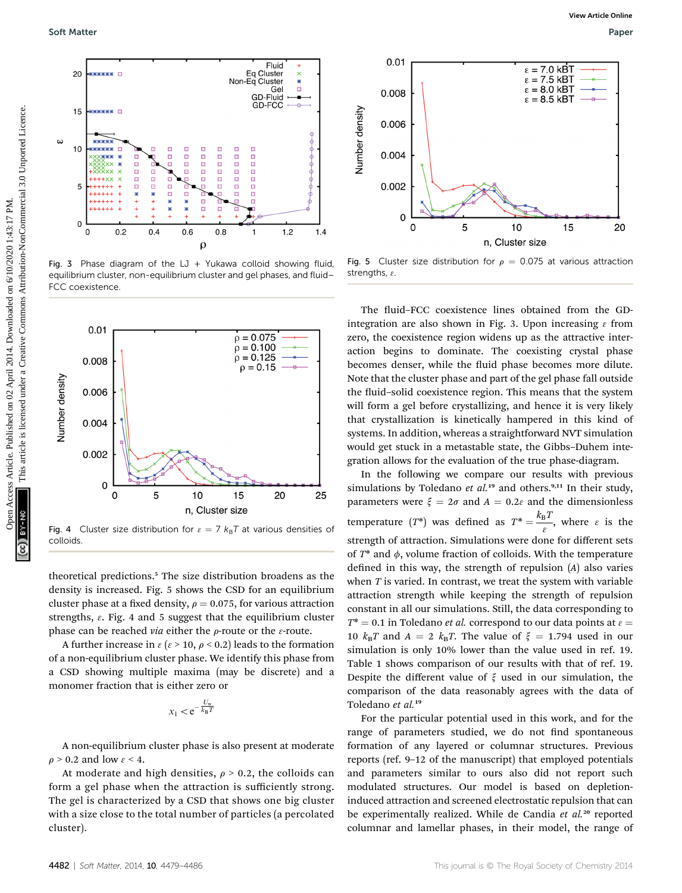Fig. 3 Phase diagram of the LJ + Yukawa colloid showing fluid, equilibrium cluster, non-equilibrium cluster and gel phases, and fluid–FCC coexistence.

Fig. 4 Cluster size distribution for $\varepsilon = 7\ k_BT$ at various densities of colloids.

theoretical predictions.[5] The size distribution broadens as the density is increased. Fig. 5 shows the CSD for an equilibrium cluster phase at a fixed density, $\rho = 0.075$, for various attraction strengths, $\varepsilon$. Fig. 4 and 5 suggest that the equilibrium cluster phase can be reached *via* either the $\rho$-route or the $\varepsilon$-route.

A further increase in $\varepsilon$ ($\varepsilon > 10$, $\rho < 0.2$) leads to the formation of a non-equilibrium cluster phase. We identify this phase from a CSD showing multiple maxima (may be discrete) and a monomer fraction that is either zero or

$$x_1 < e^{-\frac{U_w}{k_BT}}$$

A non-equilibrium cluster phase is also present at moderate $\rho > 0.2$ and low $\varepsilon < 4$.

At moderate and high densities, $\rho > 0.2$, the colloids can form a gel phase when the attraction is sufficiently strong. The gel is characterized by a CSD that shows one big cluster with a size close to the total number of particles (a percolated cluster).

Fig. 5 Cluster size distribution for $\rho = 0.075$ at various attraction strengths, $\varepsilon$.

The fluid–FCC coexistence lines obtained from the GD-integration are also shown in Fig. 3. Upon increasing $\varepsilon$ from zero, the coexistence region widens up as the attractive interaction begins to dominate. The coexisting crystal phase becomes denser, while the fluid phase becomes more dilute. Note that the cluster phase and part of the gel phase fall outside the fluid–solid coexistence region. This means that the system will form a gel before crystallizing, and hence it is very likely that crystallization is kinetically hampered in this kind of systems. In addition, whereas a straightforward NVT simulation would get stuck in a metastable state, the Gibbs–Duhem integration allows for the evaluation of the true phase-diagram.

In the following we compare our results with previous simulations by Toledano *et al.*[19] and others.[9,11] In their study, parameters were $\xi = 2\sigma$ and $A = 0.2\varepsilon$ and the dimensionless temperature ($T^*$) was defined as $T^* = \frac{k_BT}{\varepsilon}$, where $\varepsilon$ is the strength of attraction. Simulations were done for different sets of $T^*$ and $\phi$, volume fraction of colloids. With the temperature defined in this way, the strength of repulsion ($A$) also varies when $T$ is varied. In contrast, we treat the system with variable attraction strength while keeping the strength of repulsion constant in all our simulations. Still, the data corresponding to $T^* = 0.1$ in Toledano *et al.* correspond to our data points at $\varepsilon = 10\ k_BT$ and $A = 2\ k_BT$. The value of $\xi = 1.794$ used in our simulation is only 10% lower than the value used in ref. 19. Table 1 shows comparison of our results with that of ref. 19. Despite the different value of $\xi$ used in our simulation, the comparison of the data reasonably agrees with the data of Toledano *et al.*[19]

For the particular potential used in this work, and for the range of parameters studied, we do not find spontaneous formation of any layered or columnar structures. Previous reports (ref. 9–12 of the manuscript) that employed potentials and parameters similar to ours also did not report such modulated structures. Our model is based on depletion-induced attraction and screened electrostatic repulsion that can be experimentally realized. While de Candia *et al.*[20] reported columnar and lamellar phases, in their model, the range of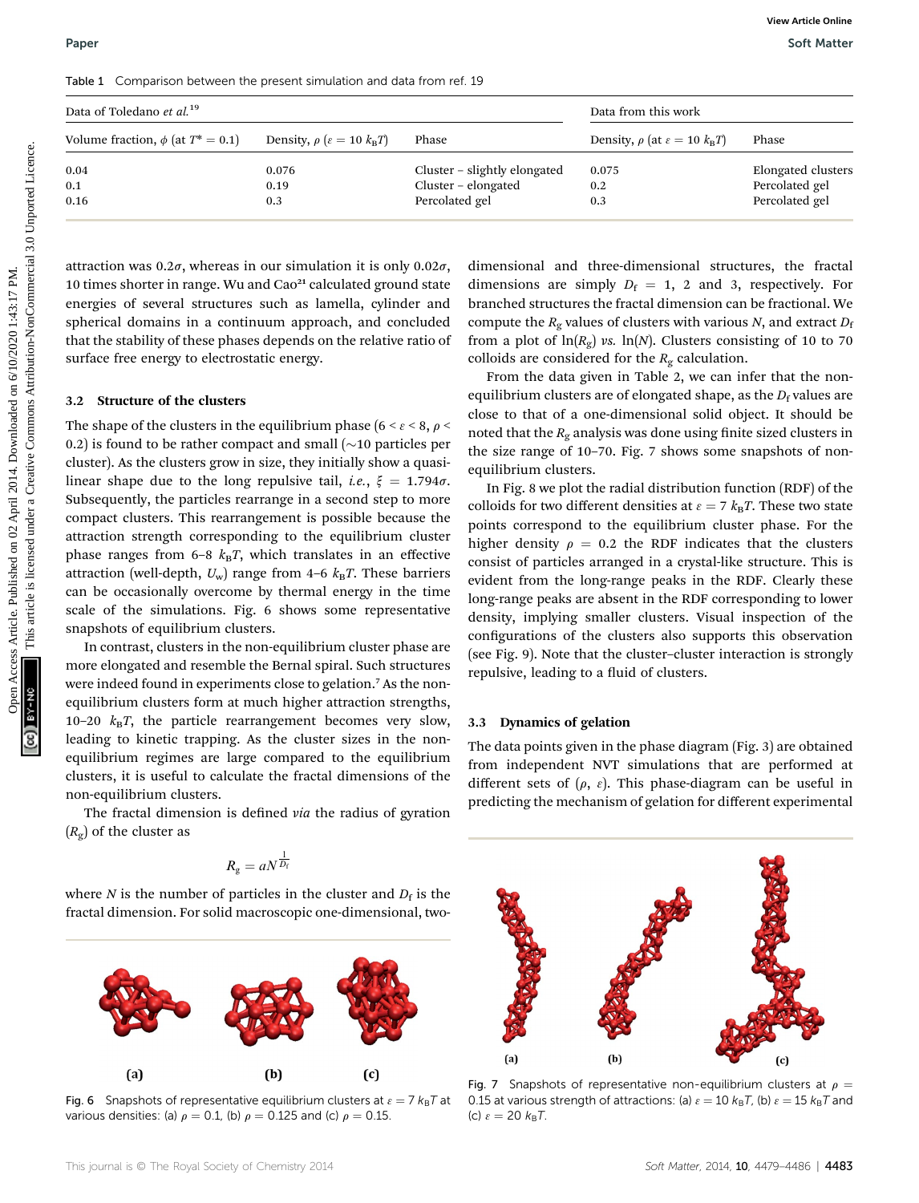Table 1 Comparison between the present simulation and data from ref. 19

| Data of Toledano *et al.*[19] | | | Data from this work | |
|---|---|---|---|---|
| Volume fraction, $\phi$ (at $T^* = 0.1$) | Density, $\rho$ ($\varepsilon = 10\ k_BT$) | Phase | Density, $\rho$ (at $\varepsilon = 10\ k_BT$) | Phase |
| 0.04 | 0.076 | Cluster – slightly elongated | 0.075 | Elongated clusters |
| 0.1 | 0.19 | Cluster – elongated | 0.2 | Percolated gel |
| 0.16 | 0.3 | Percolated gel | 0.3 | Percolated gel |

attraction was $0.2\sigma$, whereas in our simulation it is only $0.02\sigma$, 10 times shorter in range. Wu and Cao[21] calculated ground state energies of several structures such as lamella, cylinder and spherical domains in a continuum approach, and concluded that the stability of these phases depends on the relative ratio of surface free energy to electrostatic energy.

### 3.2 Structure of the clusters

The shape of the clusters in the equilibrium phase ($6 < \varepsilon < 8$, $\rho < 0.2$) is found to be rather compact and small (~10 particles per cluster). As the clusters grow in size, they initially show a quasi-linear shape due to the long repulsive tail, *i.e.*, $\xi = 1.794\sigma$. Subsequently, the particles rearrange in a second step to more compact clusters. This rearrangement is possible because the attraction strength corresponding to the equilibrium cluster phase ranges from 6–8 $k_BT$, which translates in an effective attraction (well-depth, $U_w$) range from 4–6 $k_BT$. These barriers can be occasionally overcome by thermal energy in the time scale of the simulations. Fig. 6 shows some representative snapshots of equilibrium clusters.

In contrast, clusters in the non-equilibrium cluster phase are more elongated and resemble the Bernal spiral. Such structures were indeed found in experiments close to gelation.[7] As the non-equilibrium clusters form at much higher attraction strengths, 10–20 $k_BT$, the particle rearrangement becomes very slow, leading to kinetic trapping. As the cluster sizes in the non-equilibrium regimes are large compared to the equilibrium clusters, it is useful to calculate the fractal dimensions of the non-equilibrium clusters.

The fractal dimension is defined *via* the radius of gyration ($R_g$) of the cluster as

$$R_g = aN^{\frac{1}{D_f}}$$

where $N$ is the number of particles in the cluster and $D_f$ is the fractal dimension. For solid macroscopic one-dimensional, two-dimensional and three-dimensional structures, the fractal dimensions are simply $D_f = 1$, 2 and 3, respectively. For branched structures the fractal dimension can be fractional. We compute the $R_g$ values of clusters with various $N$, and extract $D_f$ from a plot of $\ln(R_g)$ *vs.* $\ln(N)$. Clusters consisting of 10 to 70 colloids are considered for the $R_g$ calculation.

From the data given in Table 2, we can infer that the non-equilibrium clusters are of elongated shape, as the $D_f$ values are close to that of a one-dimensional solid object. It should be noted that the $R_g$ analysis was done using finite sized clusters in the size range of 10–70. Fig. 7 shows some snapshots of non-equilibrium clusters.

In Fig. 8 we plot the radial distribution function (RDF) of the colloids for two different densities at $\varepsilon = 7\ k_BT$. These two state points correspond to the equilibrium cluster phase. For the higher density $\rho = 0.2$ the RDF indicates that the clusters consist of particles arranged in a crystal-like structure. This is evident from the long-range peaks in the RDF. Clearly these long-range peaks are absent in the RDF corresponding to lower density, implying smaller clusters. Visual inspection of the configurations of the clusters also supports this observation (see Fig. 9). Note that the cluster–cluster interaction is strongly repulsive, leading to a fluid of clusters.

### 3.3 Dynamics of gelation

The data points given in the phase diagram (Fig. 3) are obtained from independent NVT simulations that are performed at different sets of ($\rho$, $\varepsilon$). This phase-diagram can be useful in predicting the mechanism of gelation for different experimental

Fig. 6 Snapshots of representative equilibrium clusters at $\varepsilon = 7\ k_BT$ at various densities: (a) $\rho = 0.1$, (b) $\rho = 0.125$ and (c) $\rho = 0.15$.

Fig. 7 Snapshots of representative non-equilibrium clusters at $\rho = 0.15$ at various strength of attractions: (a) $\varepsilon = 10\ k_BT$, (b) $\varepsilon = 15\ k_BT$ and (c) $\varepsilon = 20\ k_BT$.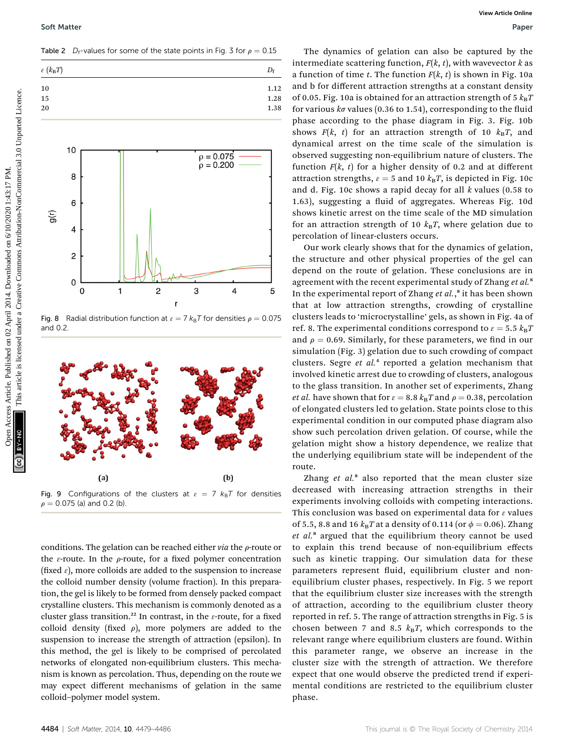Table 2 $D_f$-values for some of the state points in Fig. 3 for $\rho = 0.15$

| $\varepsilon$ ($k_BT$) | $D_f$ |
|---|---|
| 10 | 1.12 |
| 15 | 1.28 |
| 20 | 1.38 |

Fig. 8 Radial distribution function at $\varepsilon = 7\ k_BT$ for densities $\rho = 0.075$ and 0.2.

Fig. 9 Configurations of the clusters at $\varepsilon = 7\ k_BT$ for densities $\rho = 0.075$ (a) and 0.2 (b).

conditions. The gelation can be reached either *via* the $\rho$-route or the $\varepsilon$-route. In the $\rho$-route, for a fixed polymer concentration (fixed $\varepsilon$), more colloids are added to the suspension to increase the colloid number density (volume fraction). In this preparation, the gel is likely to be formed from densely packed compact crystalline clusters. This mechanism is commonly denoted as a cluster glass transition.[22] In contrast, in the $\varepsilon$-route, for a fixed colloid density (fixed $\rho$), more polymers are added to the suspension to increase the strength of attraction (epsilon). In this method, the gel is likely to be comprised of percolated networks of elongated non-equilibrium clusters. This mechanism is known as percolation. Thus, depending on the route we may expect different mechanisms of gelation in the same colloid–polymer model system.

The dynamics of gelation can also be captured by the intermediate scattering function, $F(k, t)$, with wavevector $k$ as a function of time $t$. The function $F(k, t)$ is shown in Fig. 10a and b for different attraction strengths at a constant density of 0.05. Fig. 10a is obtained for an attraction strength of 5 $k_BT$ for various $k\sigma$ values (0.36 to 1.54), corresponding to the fluid phase according to the phase diagram in Fig. 3. Fig. 10b shows $F(k, t)$ for an attraction strength of 10 $k_BT$, and dynamical arrest on the time scale of the simulation is observed suggesting non-equilibrium nature of clusters. The function $F(k, t)$ for a higher density of 0.2 and at different attraction strengths, $\varepsilon = 5$ and 10 $k_BT$, is depicted in Fig. 10c and d. Fig. 10c shows a rapid decay for all $k$ values (0.58 to 1.63), suggesting a fluid of aggregates. Whereas Fig. 10d shows kinetic arrest on the time scale of the MD simulation for an attraction strength of 10 $k_BT$, where gelation due to percolation of linear-clusters occurs.

Our work clearly shows that for the dynamics of gelation, the structure and other physical properties of the gel can depend on the route of gelation. These conclusions are in agreement with the recent experimental study of Zhang *et al.*[8] In the experimental report of Zhang *et al.*,[8] it has been shown that at low attraction strengths, crowding of crystalline clusters leads to 'microcrystalline' gels, as shown in Fig. 4a of ref. 8. The experimental conditions correspond to $\varepsilon = 5.5\ k_BT$ and $\rho = 0.69$. Similarly, for these parameters, we find in our simulation (Fig. 3) gelation due to such crowding of compact clusters. Segre *et al.*[4] reported a gelation mechanism that involved kinetic arrest due to crowding of clusters, analogous to the glass transition. In another set of experiments, Zhang *et al.* have shown that for $\varepsilon = 8.8\ k_BT$ and $\rho = 0.38$, percolation of elongated clusters led to gelation. State points close to this experimental condition in our computed phase diagram also show such percolation driven gelation. Of course, while the gelation might show a history dependence, we realize that the underlying equilibrium state will be independent of the route.

Zhang *et al.*[8] also reported that the mean cluster size decreased with increasing attraction strengths in their experiments involving colloids with competing interactions. This conclusion was based on experimental data for $\varepsilon$ values of 5.5, 8.8 and 16 $k_BT$ at a density of 0.114 (or $\phi = 0.06$). Zhang *et al.*[8] argued that the equilibrium theory cannot be used to explain this trend because of non-equilibrium effects such as kinetic trapping. Our simulation data for these parameters represent fluid, equilibrium cluster and non-equilibrium cluster phases, respectively. In Fig. 5 we report that the equilibrium cluster size increases with the strength of attraction, according to the equilibrium cluster theory reported in ref. 5. The range of attraction strengths in Fig. 5 is chosen between 7 and 8.5 $k_BT$, which corresponds to the relevant range where equilibrium clusters are found. Within this parameter range, we observe an increase in the cluster size with the strength of attraction. We therefore expect that one would observe the predicted trend if experimental conditions are restricted to the equilibrium cluster phase.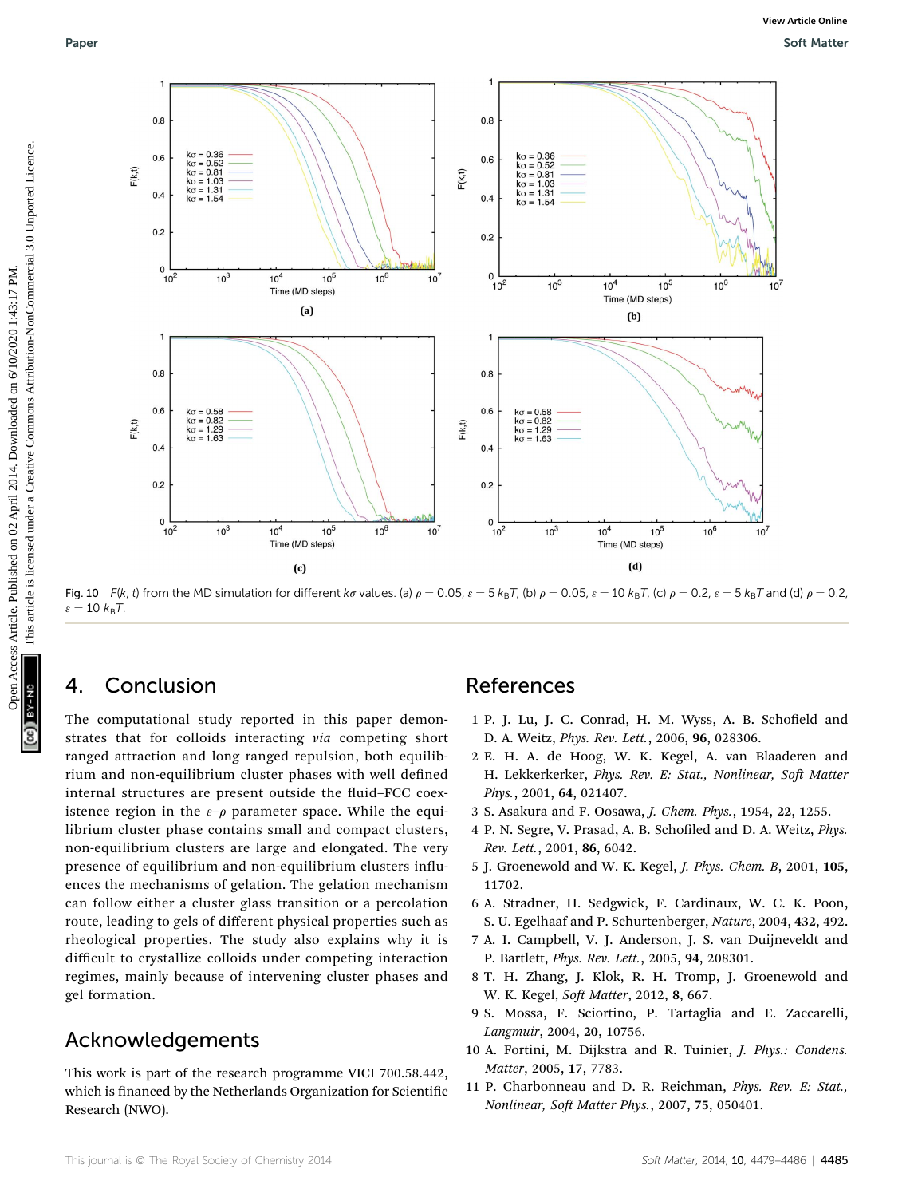Fig. 10 $F(k, t)$ from the MD simulation for different $k\sigma$ values. (a) $\rho = 0.05$, $\varepsilon = 5\ k_BT$, (b) $\rho = 0.05$, $\varepsilon = 10\ k_BT$, (c) $\rho = 0.2$, $\varepsilon = 5\ k_BT$ and (d) $\rho = 0.2$, $\varepsilon = 10\ k_BT$.

## 4. Conclusion

The computational study reported in this paper demonstrates that for colloids interacting *via* competing short ranged attraction and long ranged repulsion, both equilibrium and non-equilibrium cluster phases with well defined internal structures are present outside the fluid–FCC coexistence region in the $\varepsilon$–$\rho$ parameter space. While the equilibrium cluster phase contains small and compact clusters, non-equilibrium clusters are large and elongated. The very presence of equilibrium and non-equilibrium clusters influences the mechanisms of gelation. The gelation mechanism can follow either a cluster glass transition or a percolation route, leading to gels of different physical properties such as rheological properties. The study also explains why it is difficult to crystallize colloids under competing interaction regimes, mainly because of intervening cluster phases and gel formation.

## Acknowledgements

This work is part of the research programme VICI 700.58.442, which is financed by the Netherlands Organization for Scientific Research (NWO).

## References

1. P. J. Lu, J. C. Conrad, H. M. Wyss, A. B. Schofield and D. A. Weitz, *Phys. Rev. Lett.*, 2006, **96**, 028306.
2. E. H. A. de Hoog, W. K. Kegel, A. van Blaaderen and H. Lekkerkerker, *Phys. Rev. E: Stat., Nonlinear, Soft Matter Phys.*, 2001, **64**, 021407.
3. S. Asakura and F. Oosawa, *J. Chem. Phys.*, 1954, **22**, 1255.
4. P. N. Segre, V. Prasad, A. B. Schofiled and D. A. Weitz, *Phys. Rev. Lett.*, 2001, **86**, 6042.
5. J. Groenewold and W. K. Kegel, *J. Phys. Chem. B*, 2001, **105**, 11702.
6. A. Stradner, H. Sedgwick, F. Cardinaux, W. C. K. Poon, S. U. Egelhaaf and P. Schurtenberger, *Nature*, 2004, **432**, 492.
7. A. I. Campbell, V. J. Anderson, J. S. van Duijneveldt and P. Bartlett, *Phys. Rev. Lett.*, 2005, **94**, 208301.
8. T. H. Zhang, J. Klok, R. H. Tromp, J. Groenewold and W. K. Kegel, *Soft Matter*, 2012, **8**, 667.
9. S. Mossa, F. Sciortino, P. Tartaglia and E. Zaccarelli, *Langmuir*, 2004, **20**, 10756.
10. A. Fortini, M. Dijkstra and R. Tuinier, *J. Phys.: Condens. Matter*, 2005, **17**, 7783.
11. P. Charbonneau and D. R. Reichman, *Phys. Rev. E: Stat., Nonlinear, Soft Matter Phys.*, 2007, **75**, 050401.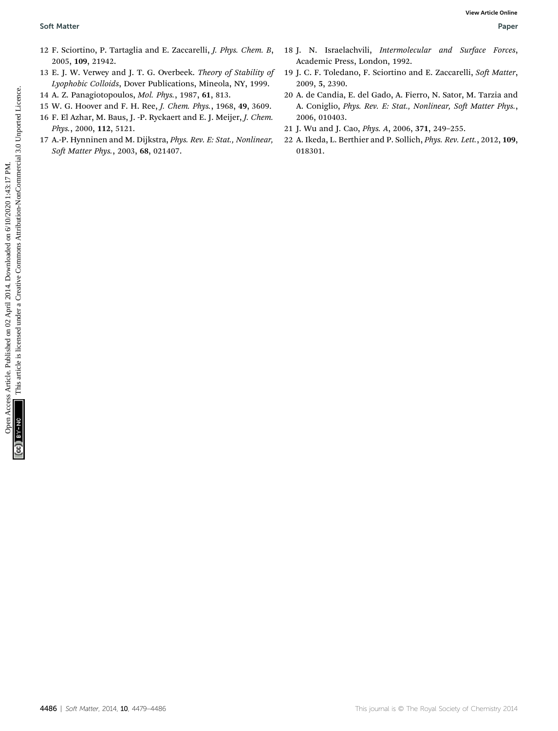12 F. Sciortino, P. Tartaglia and E. Zaccarelli, *J. Phys. Chem. B*, 2005, **109**, 21942.

13 E. J. W. Verwey and J. T. G. Overbeek. *Theory of Stability of Lyophobic Colloids*, Dover Publications, Mineola, NY, 1999.

14 A. Z. Panagiotopoulos, *Mol. Phys.*, 1987, **61**, 813.

15 W. G. Hoover and F. H. Ree, *J. Chem. Phys.*, 1968, **49**, 3609.

16 F. El Azhar, M. Baus, J. -P. Ryckaert and E. J. Meijer, *J. Chem. Phys.*, 2000, **112**, 5121.

17 A.-P. Hynninen and M. Dijkstra, *Phys. Rev. E: Stat., Nonlinear, Soft Matter Phys.*, 2003, **68**, 021407.

18 J. N. Israelachvili, *Intermolecular and Surface Forces*, Academic Press, London, 1992.

19 J. C. F. Toledano, F. Sciortino and E. Zaccarelli, *Soft Matter*, 2009, **5**, 2390.

20 A. de Candia, E. del Gado, A. Fierro, N. Sator, M. Tarzia and A. Coniglio, *Phys. Rev. E: Stat., Nonlinear, Soft Matter Phys.*, 2006, 010403.

21 J. Wu and J. Cao, *Phys. A*, 2006, **371**, 249–255.

22 A. Ikeda, L. Berthier and P. Sollich, *Phys. Rev. Lett.*, 2012, **109**, 018301.